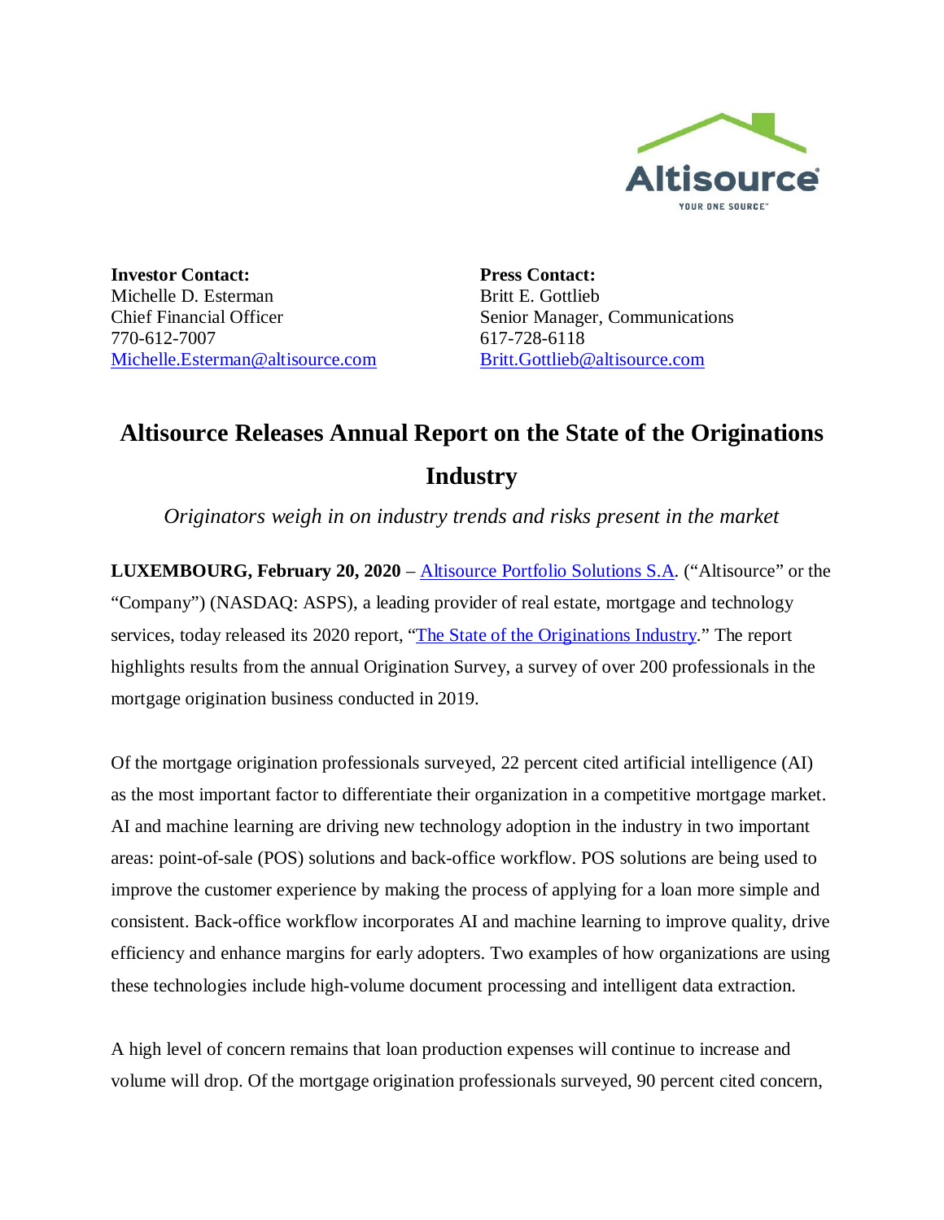**Investor Contact:**
Michelle D. Esterman
Chief Financial Officer
770-612-7007
Michelle.Esterman@altisource.com

**Press Contact:**
Britt E. Gottlieb
Senior Manager, Communications
617-728-6118
Britt.Gottlieb@altisource.com

# Altisource Releases Annual Report on the State of the Originations Industry

*Originators weigh in on industry trends and risks present in the market*

**LUXEMBOURG, February 20, 2020** – Altisource Portfolio Solutions S.A. ("Altisource" or the "Company") (NASDAQ: ASPS), a leading provider of real estate, mortgage and technology services, today released its 2020 report, "The State of the Originations Industry." The report highlights results from the annual Origination Survey, a survey of over 200 professionals in the mortgage origination business conducted in 2019.

Of the mortgage origination professionals surveyed, 22 percent cited artificial intelligence (AI) as the most important factor to differentiate their organization in a competitive mortgage market. AI and machine learning are driving new technology adoption in the industry in two important areas: point-of-sale (POS) solutions and back-office workflow. POS solutions are being used to improve the customer experience by making the process of applying for a loan more simple and consistent. Back-office workflow incorporates AI and machine learning to improve quality, drive efficiency and enhance margins for early adopters. Two examples of how organizations are using these technologies include high-volume document processing and intelligent data extraction.

A high level of concern remains that loan production expenses will continue to increase and volume will drop. Of the mortgage origination professionals surveyed, 90 percent cited concern,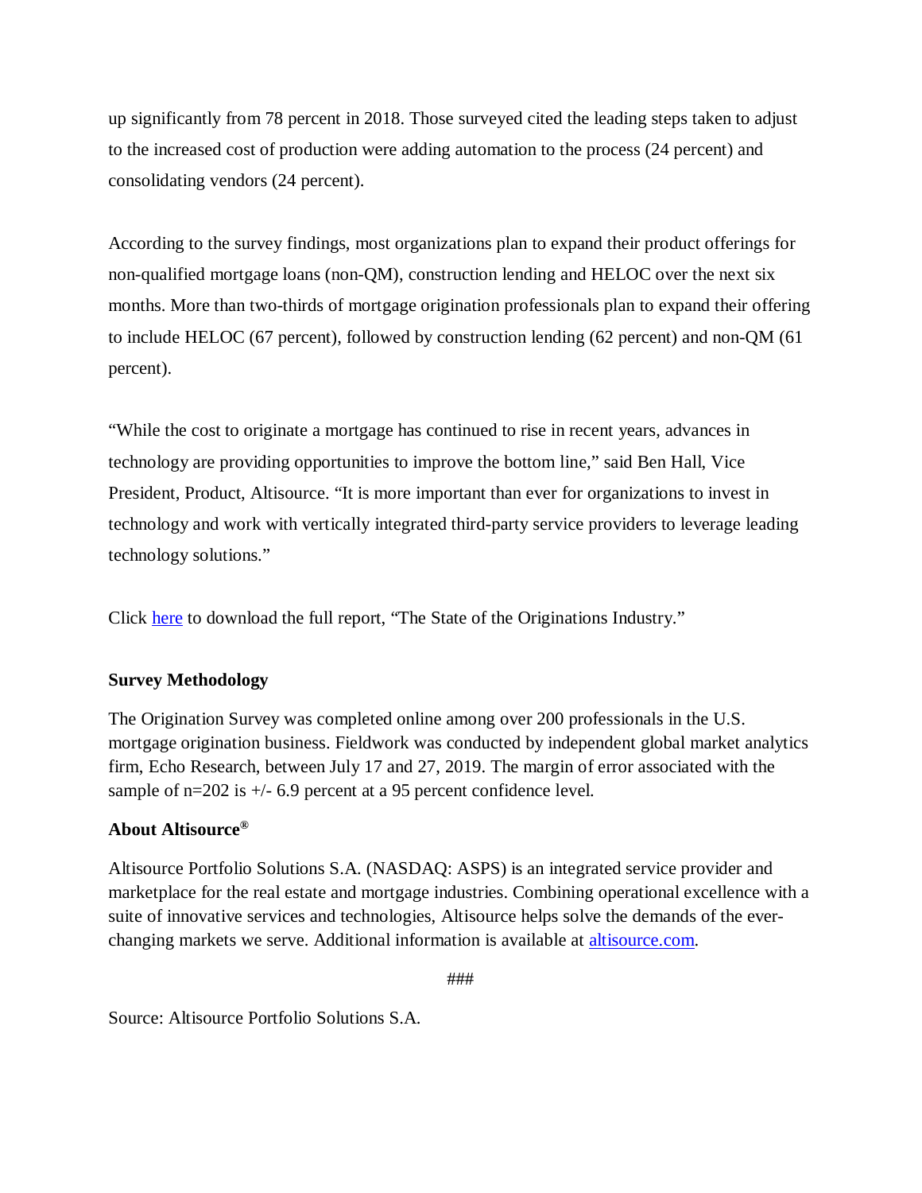up significantly from 78 percent in 2018. Those surveyed cited the leading steps taken to adjust to the increased cost of production were adding automation to the process (24 percent) and consolidating vendors (24 percent).

According to the survey findings, most organizations plan to expand their product offerings for non-qualified mortgage loans (non-QM), construction lending and HELOC over the next six months. More than two-thirds of mortgage origination professionals plan to expand their offering to include HELOC (67 percent), followed by construction lending (62 percent) and non-QM (61 percent).

"While the cost to originate a mortgage has continued to rise in recent years, advances in technology are providing opportunities to improve the bottom line," said Ben Hall, Vice President, Product, Altisource. "It is more important than ever for organizations to invest in technology and work with vertically integrated third-party service providers to leverage leading technology solutions."

Click here to download the full report, "The State of the Originations Industry."

**Survey Methodology**

The Origination Survey was completed online among over 200 professionals in the U.S. mortgage origination business. Fieldwork was conducted by independent global market analytics firm, Echo Research, between July 17 and 27, 2019. The margin of error associated with the sample of n=202 is +/- 6.9 percent at a 95 percent confidence level.

**About Altisource®**

Altisource Portfolio Solutions S.A. (NASDAQ: ASPS) is an integrated service provider and marketplace for the real estate and mortgage industries. Combining operational excellence with a suite of innovative services and technologies, Altisource helps solve the demands of the ever-changing markets we serve. Additional information is available at altisource.com.

###

Source: Altisource Portfolio Solutions S.A.